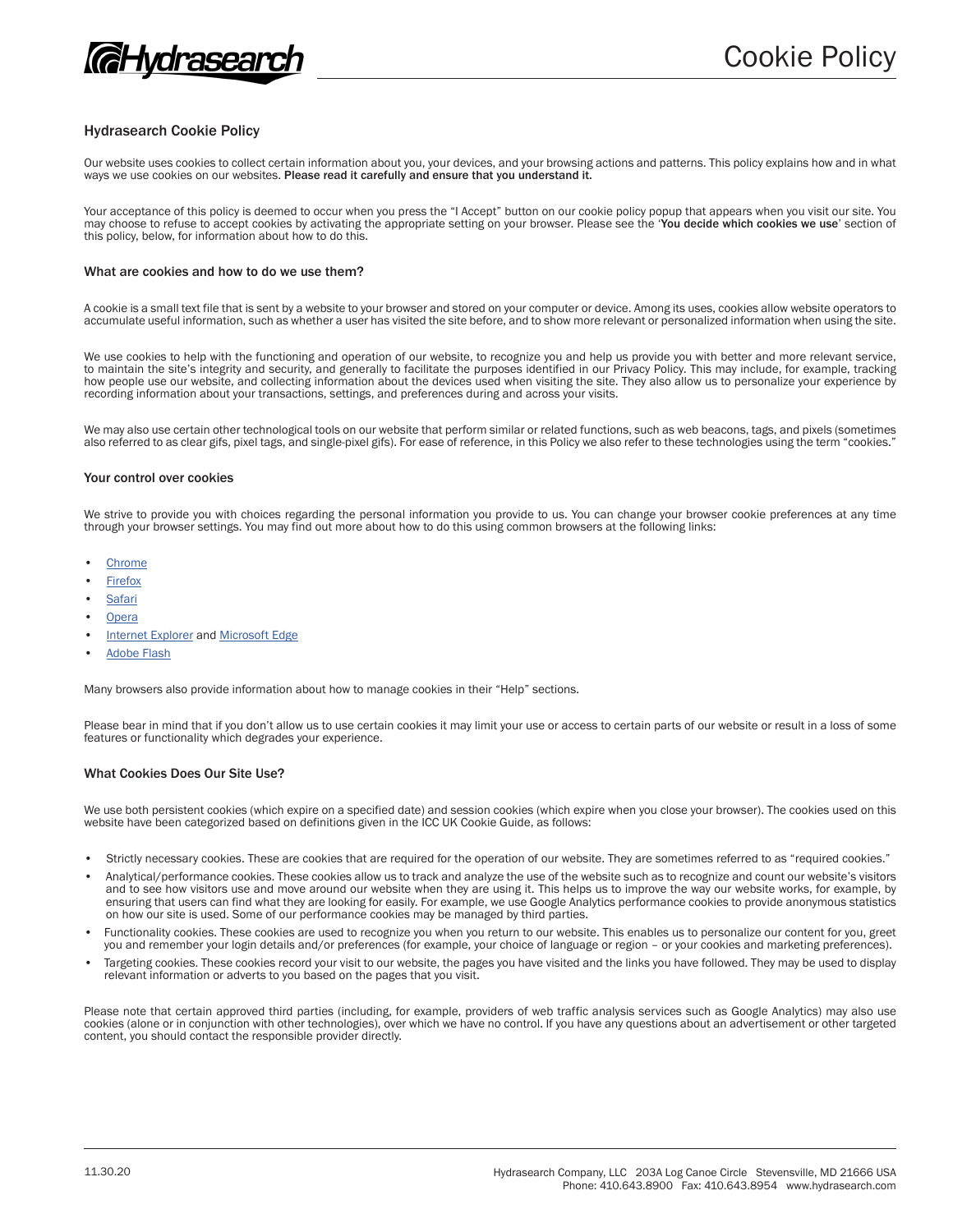# Hydrasearch Cookie Policy

Our website uses cookies to collect certain information about you, your devices, and your browsing actions and patterns. This policy explains how and in what ways we use cookies on our websites. **Please read it carefully and ensure that you understand it.**

Your acceptance of this policy is deemed to occur when you press the "I Accept" button on our cookie policy popup that appears when you visit our site. You may choose to refuse to accept cookies by activating the appropriate setting on your browser. Please see the '**You decide which cookies we use**' section of this policy, below, for information about how to do this.

## What are cookies and how to do we use them?

A cookie is a small text file that is sent by a website to your browser and stored on your computer or device. Among its uses, cookies allow website operators to accumulate useful information, such as whether a user has visited the site before, and to show more relevant or personalized information when using the site.

We use cookies to help with the functioning and operation of our website, to recognize you and help us provide you with better and more relevant service, to maintain the site's integrity and security, and generally to facilitate the purposes identified in our Privacy Policy. This may include, for example, tracking how people use our website, and collecting information about the devices used when visiting the site. They also allow us to personalize your experience by recording information about your transactions, settings, and preferences during and across your visits.

We may also use certain other technological tools on our website that perform similar or related functions, such as web beacons, tags, and pixels (sometimes also referred to as clear gifs, pixel tags, and single-pixel gifs). For ease of reference, in this Policy we also refer to these technologies using the term "cookies."

## Your control over cookies

We strive to provide you with choices regarding the personal information you provide to us. You can change your browser cookie preferences at any time through your browser settings. You may find out more about how to do this using common browsers at the following links:

- Chrome
- Firefox
- Safari
- Opera
- Internet Explorer and Microsoft Edge
- Adobe Flash

Many browsers also provide information about how to manage cookies in their "Help" sections.

Please bear in mind that if you don't allow us to use certain cookies it may limit your use or access to certain parts of our website or result in a loss of some features or functionality which degrades your experience.

## What Cookies Does Our Site Use?

We use both persistent cookies (which expire on a specified date) and session cookies (which expire when you close your browser). The cookies used on this website have been categorized based on definitions given in the ICC UK Cookie Guide, as follows:

- Strictly necessary cookies. These are cookies that are required for the operation of our website. They are sometimes referred to as "required cookies."
- Analytical/performance cookies. These cookies allow us to track and analyze the use of the website such as to recognize and count our website's visitors and to see how visitors use and move around our website when they are using it. This helps us to improve the way our website works, for example, by ensuring that users can find what they are looking for easily. For example, we use Google Analytics performance cookies to provide anonymous statistics on how our site is used. Some of our performance cookies may be managed by third parties.
- Functionality cookies. These cookies are used to recognize you when you return to our website. This enables us to personalize our content for you, greet you and remember your login details and/or preferences (for example, your choice of language or region – or your cookies and marketing preferences).
- Targeting cookies. These cookies record your visit to our website, the pages you have visited and the links you have followed. They may be used to display relevant information or adverts to you based on the pages that you visit.

Please note that certain approved third parties (including, for example, providers of web traffic analysis services such as Google Analytics) may also use cookies (alone or in conjunction with other technologies), over which we have no control. If you have any questions about an advertisement or other targeted content, you should contact the responsible provider directly.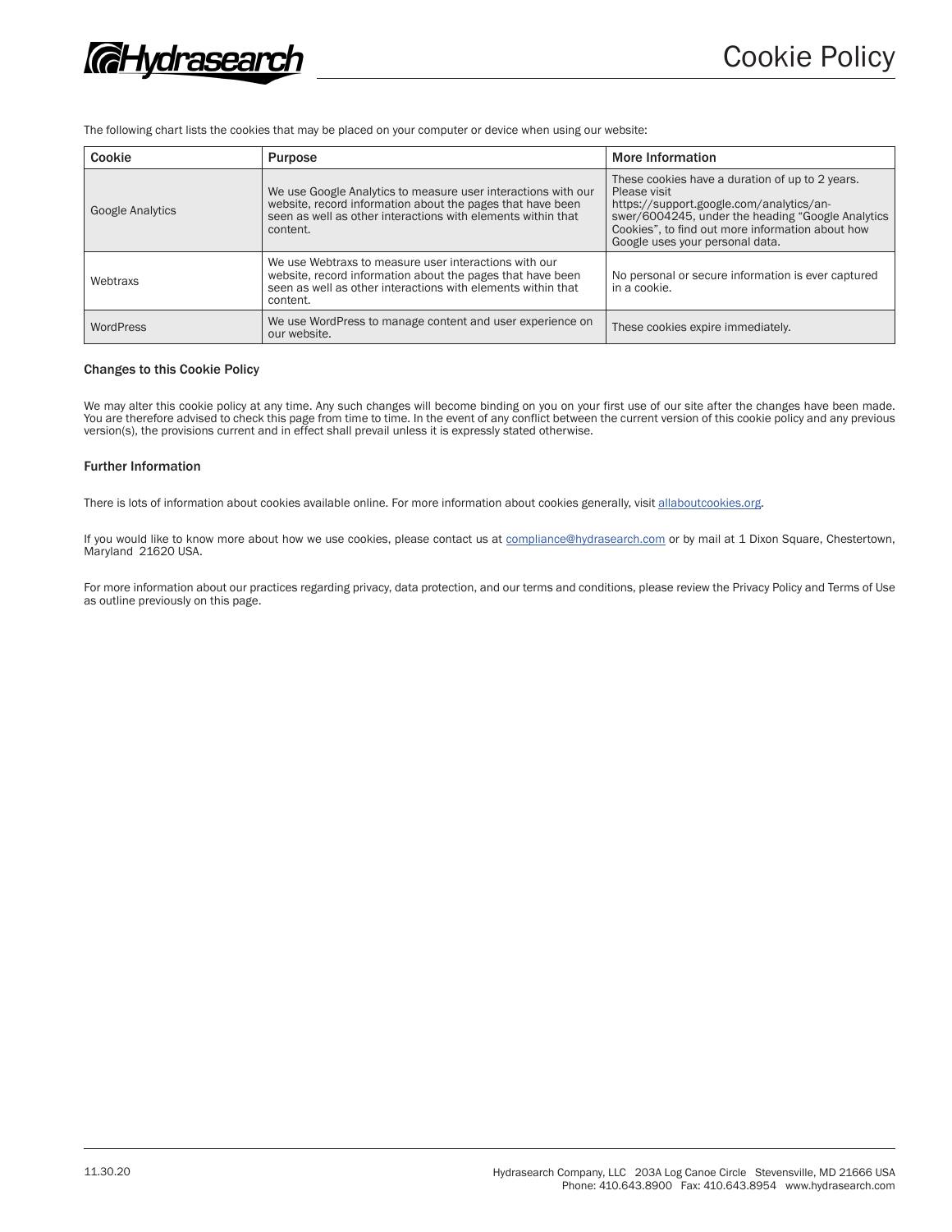The following chart lists the cookies that may be placed on your computer or device when using our website:

| Cookie | Purpose | More Information |
| --- | --- | --- |
| Google Analytics | We use Google Analytics to measure user interactions with our website, record information about the pages that have been seen as well as other interactions with elements within that content. | These cookies have a duration of up to 2 years. Please visit https://support.google.com/analytics/answer/6004245, under the heading "Google Analytics Cookies", to find out more information about how Google uses your personal data. |
| Webtraxs | We use Webtraxs to measure user interactions with our website, record information about the pages that have been seen as well as other interactions with elements within that content. | No personal or secure information is ever captured in a cookie. |
| WordPress | We use WordPress to manage content and user experience on our website. | These cookies expire immediately. |

### Changes to this Cookie Policy

We may alter this cookie policy at any time. Any such changes will become binding on you on your first use of our site after the changes have been made. You are therefore advised to check this page from time to time. In the event of any conflict between the current version of this cookie policy and any previous version(s), the provisions current and in effect shall prevail unless it is expressly stated otherwise.

### Further Information

There is lots of information about cookies available online. For more information about cookies generally, visit [allaboutcookies.org](allaboutcookies.org).

If you would like to know more about how we use cookies, please contact us at [compliance@hydrasearch.com](mailto:compliance@hydrasearch.com) or by mail at 1 Dixon Square, Chestertown, Maryland 21620 USA.

For more information about our practices regarding privacy, data protection, and our terms and conditions, please review the Privacy Policy and Terms of Use as outline previously on this page.